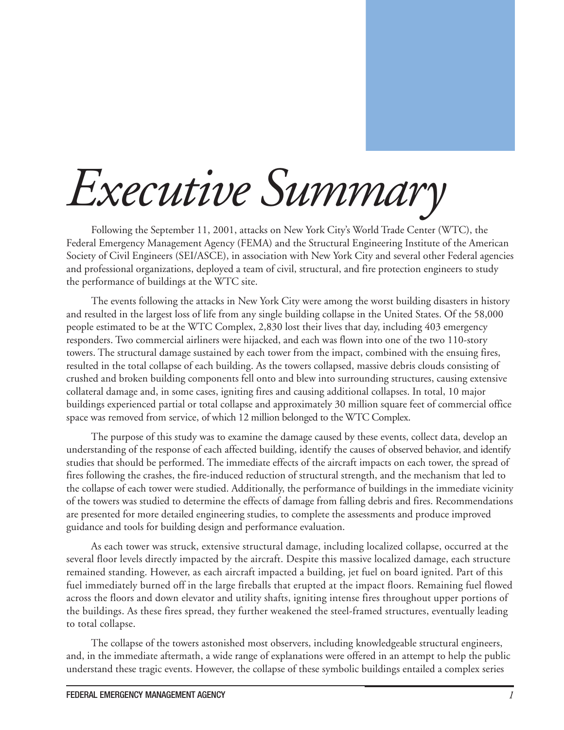# Executive Summary

Following the September 11, 2001, attacks on New York City's World Trade Center (WTC), the Federal Emergency Management Agency (FEMA) and the Structural Engineering Institute of the American Society of Civil Engineers (SEI/ASCE), in association with New York City and several other Federal agencies and professional organizations, deployed a team of civil, structural, and fire protection engineers to study the performance of buildings at the WTC site.

The events following the attacks in New York City were among the worst building disasters in history and resulted in the largest loss of life from any single building collapse in the United States. Of the 58,000 people estimated to be at the WTC Complex, 2,830 lost their lives that day, including 403 emergency responders. Two commercial airliners were hijacked, and each was flown into one of the two 110-story towers. The structural damage sustained by each tower from the impact, combined with the ensuing fires, resulted in the total collapse of each building. As the towers collapsed, massive debris clouds consisting of crushed and broken building components fell onto and blew into surrounding structures, causing extensive collateral damage and, in some cases, igniting fires and causing additional collapses. In total, 10 major buildings experienced partial or total collapse and approximately 30 million square feet of commercial office space was removed from service, of which 12 million belonged to the WTC Complex.

The purpose of this study was to examine the damage caused by these events, collect data, develop an understanding of the response of each affected building, identify the causes of observed behavior, and identify studies that should be performed. The immediate effects of the aircraft impacts on each tower, the spread of fires following the crashes, the fire-induced reduction of structural strength, and the mechanism that led to the collapse of each tower were studied. Additionally, the performance of buildings in the immediate vicinity of the towers was studied to determine the effects of damage from falling debris and fires. Recommendations are presented for more detailed engineering studies, to complete the assessments and produce improved guidance and tools for building design and performance evaluation.

As each tower was struck, extensive structural damage, including localized collapse, occurred at the several floor levels directly impacted by the aircraft. Despite this massive localized damage, each structure remained standing. However, as each aircraft impacted a building, jet fuel on board ignited. Part of this fuel immediately burned off in the large fireballs that erupted at the impact floors. Remaining fuel flowed across the floors and down elevator and utility shafts, igniting intense fires throughout upper portions of the buildings. As these fires spread, they further weakened the steel-framed structures, eventually leading to total collapse.

The collapse of the towers astonished most observers, including knowledgeable structural engineers, and, in the immediate aftermath, a wide range of explanations were offered in an attempt to help the public understand these tragic events. However, the collapse of these symbolic buildings entailed a complex series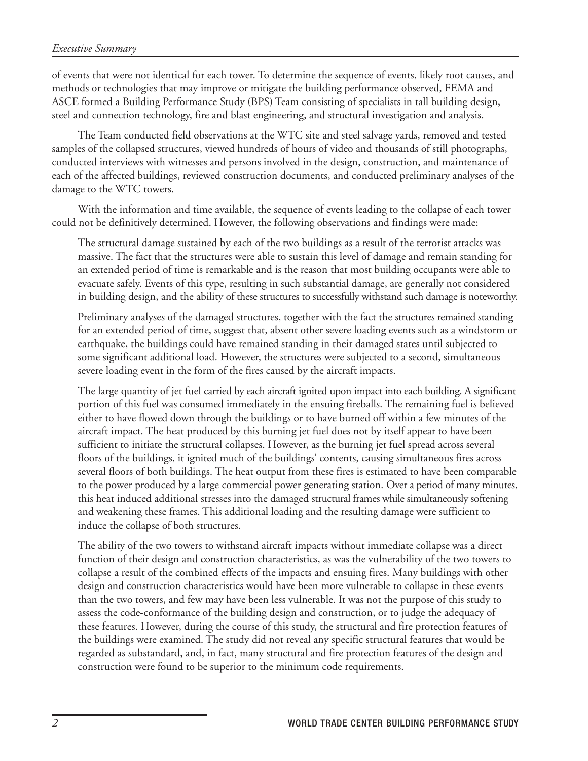of events that were not identical for each tower. To determine the sequence of events, likely root causes, and methods or technologies that may improve or mitigate the building performance observed, FEMA and ASCE formed a Building Performance Study (BPS) Team consisting of specialists in tall building design, steel and connection technology, fire and blast engineering, and structural investigation and analysis.

The Team conducted field observations at the WTC site and steel salvage yards, removed and tested samples of the collapsed structures, viewed hundreds of hours of video and thousands of still photographs, conducted interviews with witnesses and persons involved in the design, construction, and maintenance of each of the affected buildings, reviewed construction documents, and conducted preliminary analyses of the damage to the WTC towers.

With the information and time available, the sequence of events leading to the collapse of each tower could not be definitively determined. However, the following observations and findings were made:

> The structural damage sustained by each of the two buildings as a result of the terrorist attacks was massive. The fact that the structures were able to sustain this level of damage and remain standing for an extended period of time is remarkable and is the reason that most building occupants were able to evacuate safely. Events of this type, resulting in such substantial damage, are generally not considered in building design, and the ability of these structures to successfully withstand such damage is noteworthy.
>
> Preliminary analyses of the damaged structures, together with the fact the structures remained standing for an extended period of time, suggest that, absent other severe loading events such as a windstorm or earthquake, the buildings could have remained standing in their damaged states until subjected to some significant additional load. However, the structures were subjected to a second, simultaneous severe loading event in the form of the fires caused by the aircraft impacts.
>
> The large quantity of jet fuel carried by each aircraft ignited upon impact into each building. A significant portion of this fuel was consumed immediately in the ensuing fireballs. The remaining fuel is believed either to have flowed down through the buildings or to have burned off within a few minutes of the aircraft impact. The heat produced by this burning jet fuel does not by itself appear to have been sufficient to initiate the structural collapses. However, as the burning jet fuel spread across several floors of the buildings, it ignited much of the buildings' contents, causing simultaneous fires across several floors of both buildings. The heat output from these fires is estimated to have been comparable to the power produced by a large commercial power generating station. Over a period of many minutes, this heat induced additional stresses into the damaged structural frames while simultaneously softening and weakening these frames. This additional loading and the resulting damage were sufficient to induce the collapse of both structures.
>
> The ability of the two towers to withstand aircraft impacts without immediate collapse was a direct function of their design and construction characteristics, as was the vulnerability of the two towers to collapse a result of the combined effects of the impacts and ensuing fires. Many buildings with other design and construction characteristics would have been more vulnerable to collapse in these events than the two towers, and few may have been less vulnerable. It was not the purpose of this study to assess the code-conformance of the building design and construction, or to judge the adequacy of these features. However, during the course of this study, the structural and fire protection features of the buildings were examined. The study did not reveal any specific structural features that would be regarded as substandard, and, in fact, many structural and fire protection features of the design and construction were found to be superior to the minimum code requirements.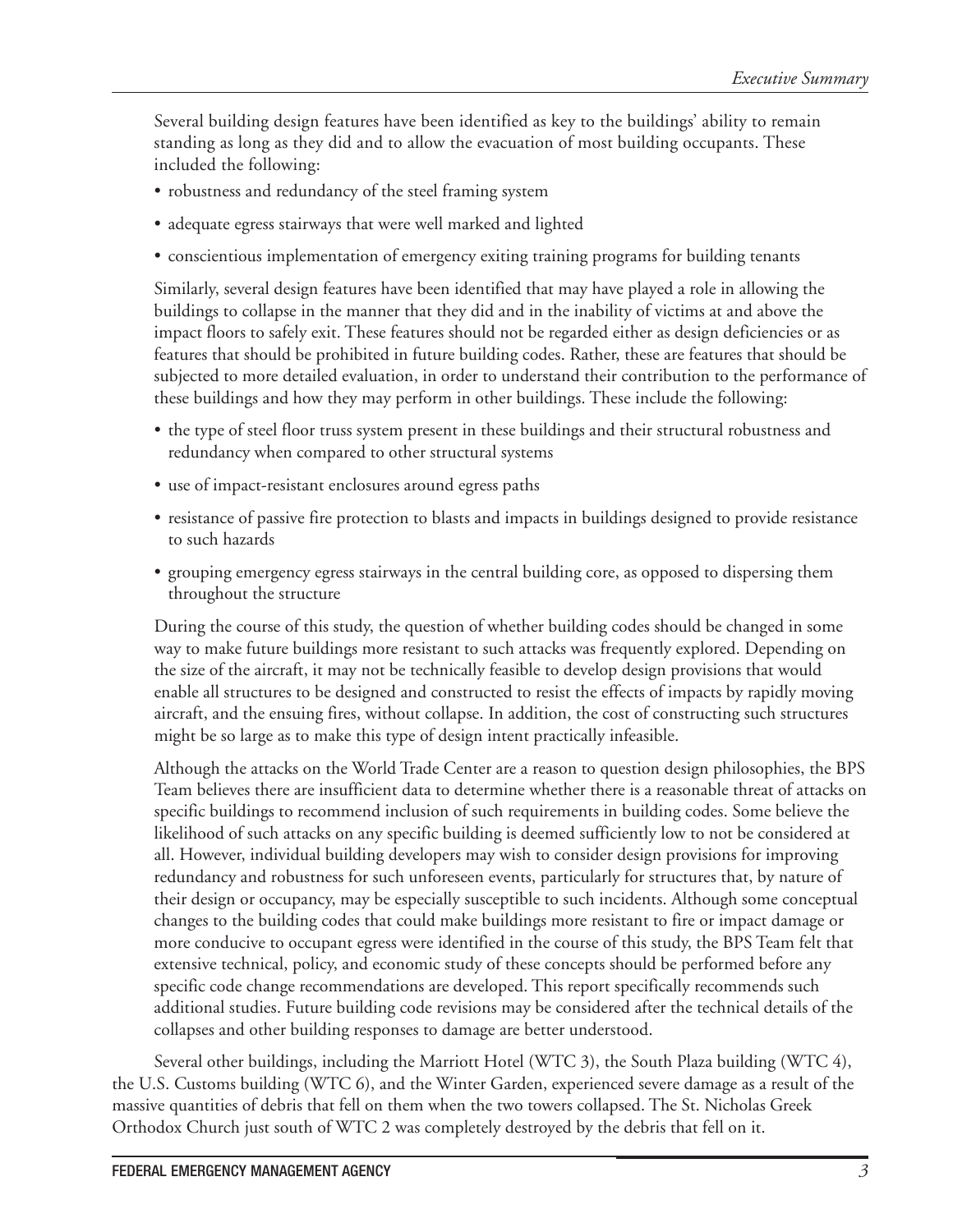Several building design features have been identified as key to the buildings' ability to remain standing as long as they did and to allow the evacuation of most building occupants. These included the following:

- robustness and redundancy of the steel framing system
- adequate egress stairways that were well marked and lighted
- conscientious implementation of emergency exiting training programs for building tenants

Similarly, several design features have been identified that may have played a role in allowing the buildings to collapse in the manner that they did and in the inability of victims at and above the impact floors to safely exit. These features should not be regarded either as design deficiencies or as features that should be prohibited in future building codes. Rather, these are features that should be subjected to more detailed evaluation, in order to understand their contribution to the performance of these buildings and how they may perform in other buildings. These include the following:

- the type of steel floor truss system present in these buildings and their structural robustness and redundancy when compared to other structural systems
- use of impact-resistant enclosures around egress paths
- resistance of passive fire protection to blasts and impacts in buildings designed to provide resistance to such hazards
- grouping emergency egress stairways in the central building core, as opposed to dispersing them throughout the structure

During the course of this study, the question of whether building codes should be changed in some way to make future buildings more resistant to such attacks was frequently explored. Depending on the size of the aircraft, it may not be technically feasible to develop design provisions that would enable all structures to be designed and constructed to resist the effects of impacts by rapidly moving aircraft, and the ensuing fires, without collapse. In addition, the cost of constructing such structures might be so large as to make this type of design intent practically infeasible.

Although the attacks on the World Trade Center are a reason to question design philosophies, the BPS Team believes there are insufficient data to determine whether there is a reasonable threat of attacks on specific buildings to recommend inclusion of such requirements in building codes. Some believe the likelihood of such attacks on any specific building is deemed sufficiently low to not be considered at all. However, individual building developers may wish to consider design provisions for improving redundancy and robustness for such unforeseen events, particularly for structures that, by nature of their design or occupancy, may be especially susceptible to such incidents. Although some conceptual changes to the building codes that could make buildings more resistant to fire or impact damage or more conducive to occupant egress were identified in the course of this study, the BPS Team felt that extensive technical, policy, and economic study of these concepts should be performed before any specific code change recommendations are developed. This report specifically recommends such additional studies. Future building code revisions may be considered after the technical details of the collapses and other building responses to damage are better understood.

Several other buildings, including the Marriott Hotel (WTC 3), the South Plaza building (WTC 4), the U.S. Customs building (WTC 6), and the Winter Garden, experienced severe damage as a result of the massive quantities of debris that fell on them when the two towers collapsed. The St. Nicholas Greek Orthodox Church just south of WTC 2 was completely destroyed by the debris that fell on it.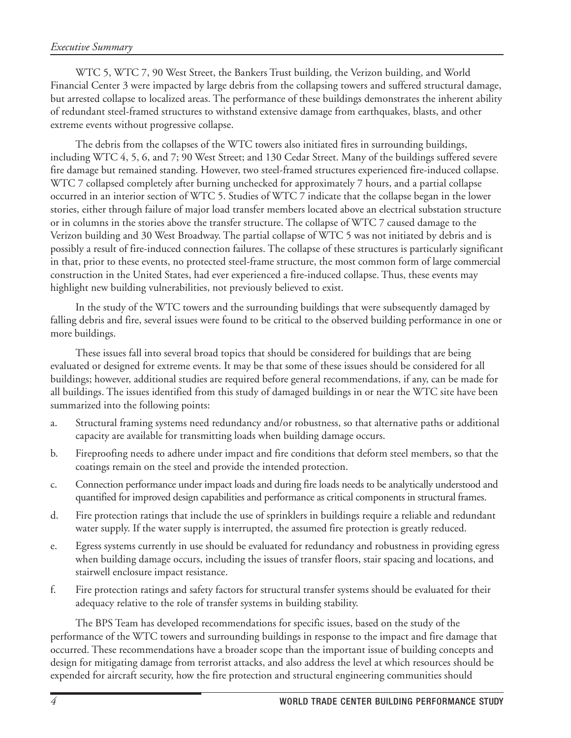WTC 5, WTC 7, 90 West Street, the Bankers Trust building, the Verizon building, and World Financial Center 3 were impacted by large debris from the collapsing towers and suffered structural damage, but arrested collapse to localized areas. The performance of these buildings demonstrates the inherent ability of redundant steel-framed structures to withstand extensive damage from earthquakes, blasts, and other extreme events without progressive collapse.

The debris from the collapses of the WTC towers also initiated fires in surrounding buildings, including WTC 4, 5, 6, and 7; 90 West Street; and 130 Cedar Street. Many of the buildings suffered severe fire damage but remained standing. However, two steel-framed structures experienced fire-induced collapse. WTC 7 collapsed completely after burning unchecked for approximately 7 hours, and a partial collapse occurred in an interior section of WTC 5. Studies of WTC 7 indicate that the collapse began in the lower stories, either through failure of major load transfer members located above an electrical substation structure or in columns in the stories above the transfer structure. The collapse of WTC 7 caused damage to the Verizon building and 30 West Broadway. The partial collapse of WTC 5 was not initiated by debris and is possibly a result of fire-induced connection failures. The collapse of these structures is particularly significant in that, prior to these events, no protected steel-frame structure, the most common form of large commercial construction in the United States, had ever experienced a fire-induced collapse. Thus, these events may highlight new building vulnerabilities, not previously believed to exist.

In the study of the WTC towers and the surrounding buildings that were subsequently damaged by falling debris and fire, several issues were found to be critical to the observed building performance in one or more buildings.

These issues fall into several broad topics that should be considered for buildings that are being evaluated or designed for extreme events. It may be that some of these issues should be considered for all buildings; however, additional studies are required before general recommendations, if any, can be made for all buildings. The issues identified from this study of damaged buildings in or near the WTC site have been summarized into the following points:

a. Structural framing systems need redundancy and/or robustness, so that alternative paths or additional capacity are available for transmitting loads when building damage occurs.

b. Fireproofing needs to adhere under impact and fire conditions that deform steel members, so that the coatings remain on the steel and provide the intended protection.

c. Connection performance under impact loads and during fire loads needs to be analytically understood and quantified for improved design capabilities and performance as critical components in structural frames.

d. Fire protection ratings that include the use of sprinklers in buildings require a reliable and redundant water supply. If the water supply is interrupted, the assumed fire protection is greatly reduced.

e. Egress systems currently in use should be evaluated for redundancy and robustness in providing egress when building damage occurs, including the issues of transfer floors, stair spacing and locations, and stairwell enclosure impact resistance.

f. Fire protection ratings and safety factors for structural transfer systems should be evaluated for their adequacy relative to the role of transfer systems in building stability.

The BPS Team has developed recommendations for specific issues, based on the study of the performance of the WTC towers and surrounding buildings in response to the impact and fire damage that occurred. These recommendations have a broader scope than the important issue of building concepts and design for mitigating damage from terrorist attacks, and also address the level at which resources should be expended for aircraft security, how the fire protection and structural engineering communities should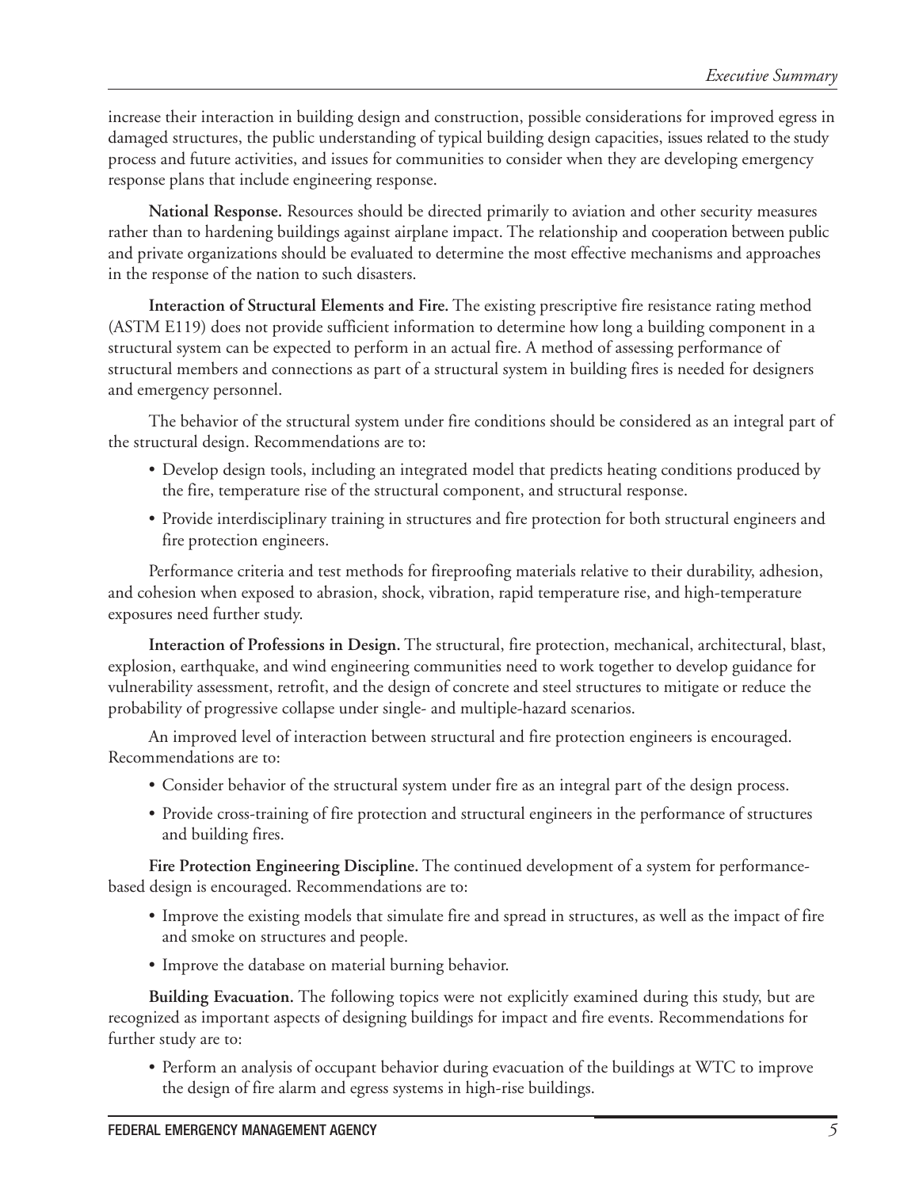increase their interaction in building design and construction, possible considerations for improved egress in damaged structures, the public understanding of typical building design capacities, issues related to the study process and future activities, and issues for communities to consider when they are developing emergency response plans that include engineering response.

**National Response.** Resources should be directed primarily to aviation and other security measures rather than to hardening buildings against airplane impact. The relationship and cooperation between public and private organizations should be evaluated to determine the most effective mechanisms and approaches in the response of the nation to such disasters.

**Interaction of Structural Elements and Fire.** The existing prescriptive fire resistance rating method (ASTM E119) does not provide sufficient information to determine how long a building component in a structural system can be expected to perform in an actual fire. A method of assessing performance of structural members and connections as part of a structural system in building fires is needed for designers and emergency personnel.

The behavior of the structural system under fire conditions should be considered as an integral part of the structural design. Recommendations are to:

- Develop design tools, including an integrated model that predicts heating conditions produced by the fire, temperature rise of the structural component, and structural response.
- Provide interdisciplinary training in structures and fire protection for both structural engineers and fire protection engineers.

Performance criteria and test methods for fireproofing materials relative to their durability, adhesion, and cohesion when exposed to abrasion, shock, vibration, rapid temperature rise, and high-temperature exposures need further study.

**Interaction of Professions in Design.** The structural, fire protection, mechanical, architectural, blast, explosion, earthquake, and wind engineering communities need to work together to develop guidance for vulnerability assessment, retrofit, and the design of concrete and steel structures to mitigate or reduce the probability of progressive collapse under single- and multiple-hazard scenarios.

An improved level of interaction between structural and fire protection engineers is encouraged. Recommendations are to:

- Consider behavior of the structural system under fire as an integral part of the design process.
- Provide cross-training of fire protection and structural engineers in the performance of structures and building fires.

**Fire Protection Engineering Discipline.** The continued development of a system for performance-based design is encouraged. Recommendations are to:

- Improve the existing models that simulate fire and spread in structures, as well as the impact of fire and smoke on structures and people.
- Improve the database on material burning behavior.

**Building Evacuation.** The following topics were not explicitly examined during this study, but are recognized as important aspects of designing buildings for impact and fire events. Recommendations for further study are to:

- Perform an analysis of occupant behavior during evacuation of the buildings at WTC to improve the design of fire alarm and egress systems in high-rise buildings.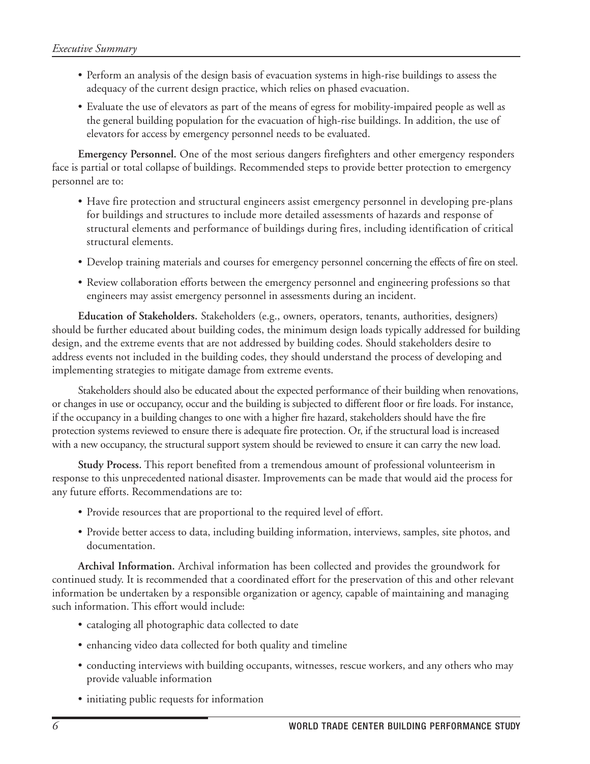- Perform an analysis of the design basis of evacuation systems in high-rise buildings to assess the adequacy of the current design practice, which relies on phased evacuation.
- Evaluate the use of elevators as part of the means of egress for mobility-impaired people as well as the general building population for the evacuation of high-rise buildings. In addition, the use of elevators for access by emergency personnel needs to be evaluated.

**Emergency Personnel.** One of the most serious dangers firefighters and other emergency responders face is partial or total collapse of buildings. Recommended steps to provide better protection to emergency personnel are to:

- Have fire protection and structural engineers assist emergency personnel in developing pre-plans for buildings and structures to include more detailed assessments of hazards and response of structural elements and performance of buildings during fires, including identification of critical structural elements.
- Develop training materials and courses for emergency personnel concerning the effects of fire on steel.
- Review collaboration efforts between the emergency personnel and engineering professions so that engineers may assist emergency personnel in assessments during an incident.

**Education of Stakeholders.** Stakeholders (e.g., owners, operators, tenants, authorities, designers) should be further educated about building codes, the minimum design loads typically addressed for building design, and the extreme events that are not addressed by building codes. Should stakeholders desire to address events not included in the building codes, they should understand the process of developing and implementing strategies to mitigate damage from extreme events.

Stakeholders should also be educated about the expected performance of their building when renovations, or changes in use or occupancy, occur and the building is subjected to different floor or fire loads. For instance, if the occupancy in a building changes to one with a higher fire hazard, stakeholders should have the fire protection systems reviewed to ensure there is adequate fire protection. Or, if the structural load is increased with a new occupancy, the structural support system should be reviewed to ensure it can carry the new load.

**Study Process.** This report benefited from a tremendous amount of professional volunteerism in response to this unprecedented national disaster. Improvements can be made that would aid the process for any future efforts. Recommendations are to:

- Provide resources that are proportional to the required level of effort.
- Provide better access to data, including building information, interviews, samples, site photos, and documentation.

**Archival Information.** Archival information has been collected and provides the groundwork for continued study. It is recommended that a coordinated effort for the preservation of this and other relevant information be undertaken by a responsible organization or agency, capable of maintaining and managing such information. This effort would include:

- cataloging all photographic data collected to date
- enhancing video data collected for both quality and timeline
- conducting interviews with building occupants, witnesses, rescue workers, and any others who may provide valuable information
- initiating public requests for information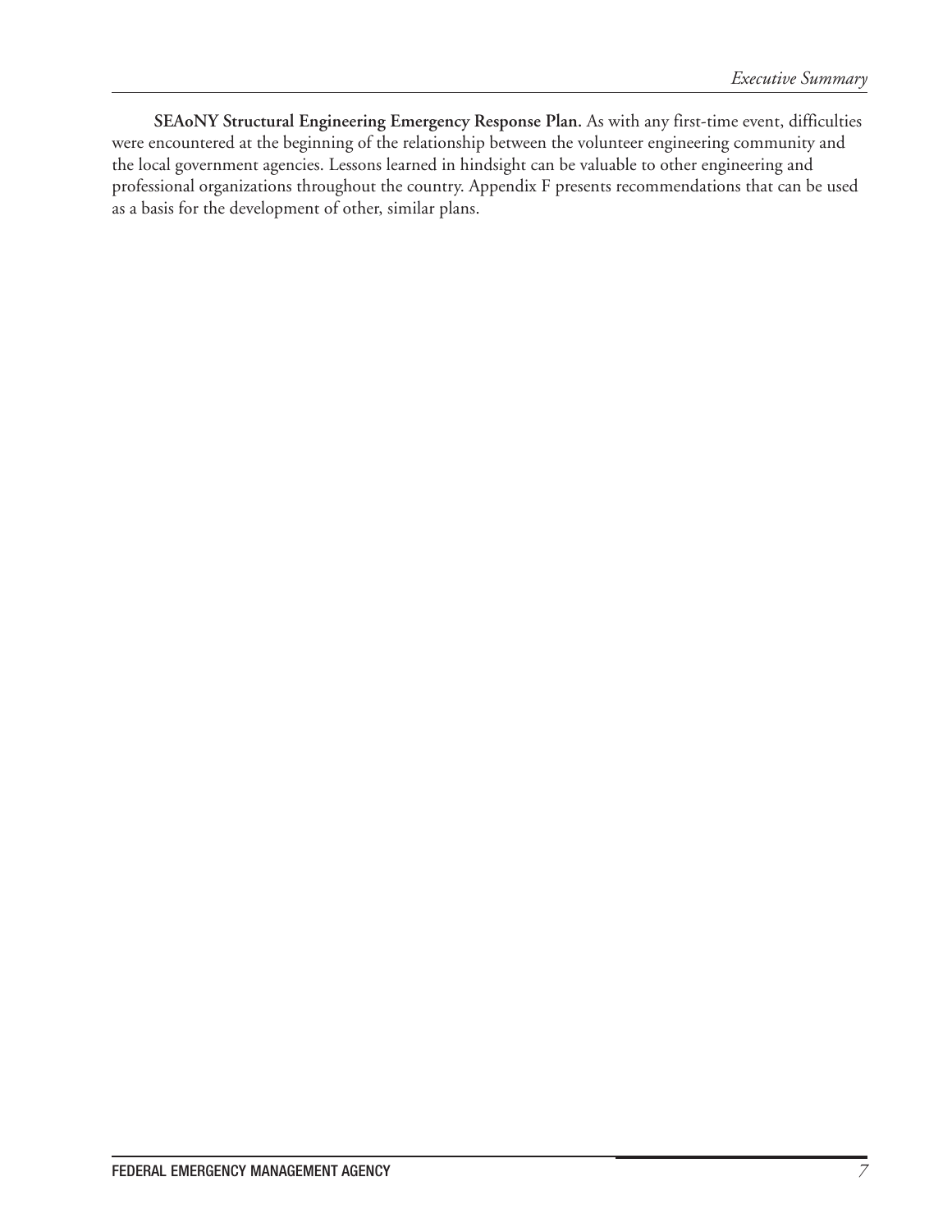**SEAoNY Structural Engineering Emergency Response Plan.** As with any first-time event, difficulties were encountered at the beginning of the relationship between the volunteer engineering community and the local government agencies. Lessons learned in hindsight can be valuable to other engineering and professional organizations throughout the country. Appendix F presents recommendations that can be used as a basis for the development of other, similar plans.